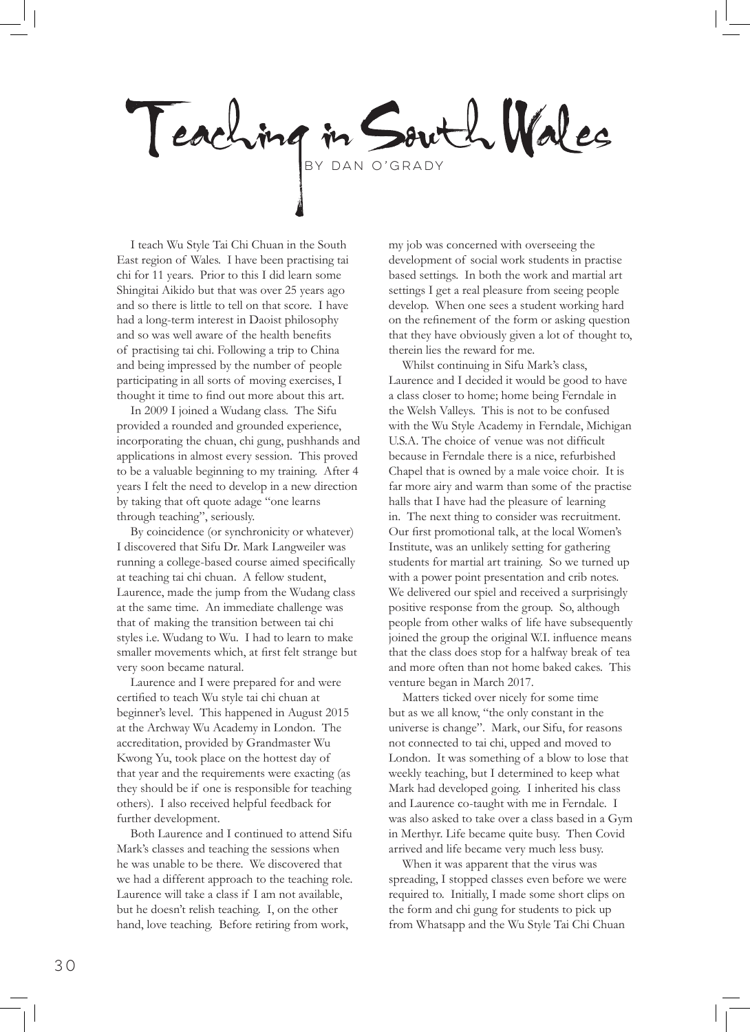# Teaching in South Wales

BY DAN O'GRADY

I teach Wu Style Tai Chi Chuan in the South East region of Wales. I have been practising tai chi for 11 years. Prior to this I did learn some Shingitai Aikido but that was over 25 years ago and so there is little to tell on that score. I have had a long-term interest in Daoist philosophy and so was well aware of the health benefits of practising tai chi. Following a trip to China and being impressed by the number of people participating in all sorts of moving exercises, I thought it time to find out more about this art.

In 2009 I joined a Wudang class. The Sifu provided a rounded and grounded experience, incorporating the chuan, chi gung, pushhands and applications in almost every session. This proved to be a valuable beginning to my training. After 4 years I felt the need to develop in a new direction by taking that oft quote adage "one learns through teaching", seriously.

By coincidence (or synchronicity or whatever) I discovered that Sifu Dr. Mark Langweiler was running a college-based course aimed specifically at teaching tai chi chuan. A fellow student, Laurence, made the jump from the Wudang class at the same time. An immediate challenge was that of making the transition between tai chi styles i.e. Wudang to Wu. I had to learn to make smaller movements which, at first felt strange but very soon became natural.

Laurence and I were prepared for and were certified to teach Wu style tai chi chuan at beginner's level. This happened in August 2015 at the Archway Wu Academy in London. The accreditation, provided by Grandmaster Wu Kwong Yu, took place on the hottest day of that year and the requirements were exacting (as they should be if one is responsible for teaching others). I also received helpful feedback for further development.

Both Laurence and I continued to attend Sifu Mark's classes and teaching the sessions when he was unable to be there. We discovered that we had a different approach to the teaching role. Laurence will take a class if I am not available, but he doesn't relish teaching. I, on the other hand, love teaching. Before retiring from work, my job was concerned with overseeing the development of social work students in practise based settings. In both the work and martial art settings I get a real pleasure from seeing people develop. When one sees a student working hard on the refinement of the form or asking question that they have obviously given a lot of thought to, therein lies the reward for me.

Whilst continuing in Sifu Mark's class, Laurence and I decided it would be good to have a class closer to home; home being Ferndale in the Welsh Valleys. This is not to be confused with the Wu Style Academy in Ferndale, Michigan U.S.A. The choice of venue was not difficult because in Ferndale there is a nice, refurbished Chapel that is owned by a male voice choir. It is far more airy and warm than some of the practise halls that I have had the pleasure of learning in. The next thing to consider was recruitment. Our first promotional talk, at the local Women's Institute, was an unlikely setting for gathering students for martial art training. So we turned up with a power point presentation and crib notes. We delivered our spiel and received a surprisingly positive response from the group. So, although people from other walks of life have subsequently joined the group the original W.I. influence means that the class does stop for a halfway break of tea and more often than not home baked cakes. This venture began in March 2017.

Matters ticked over nicely for some time but as we all know, "the only constant in the universe is change". Mark, our Sifu, for reasons not connected to tai chi, upped and moved to London. It was something of a blow to lose that weekly teaching, but I determined to keep what Mark had developed going. I inherited his class and Laurence co-taught with me in Ferndale. I was also asked to take over a class based in a Gym in Merthyr. Life became quite busy. Then Covid arrived and life became very much less busy.

When it was apparent that the virus was spreading, I stopped classes even before we were required to. Initially, I made some short clips on the form and chi gung for students to pick up from Whatsapp and the Wu Style Tai Chi Chuan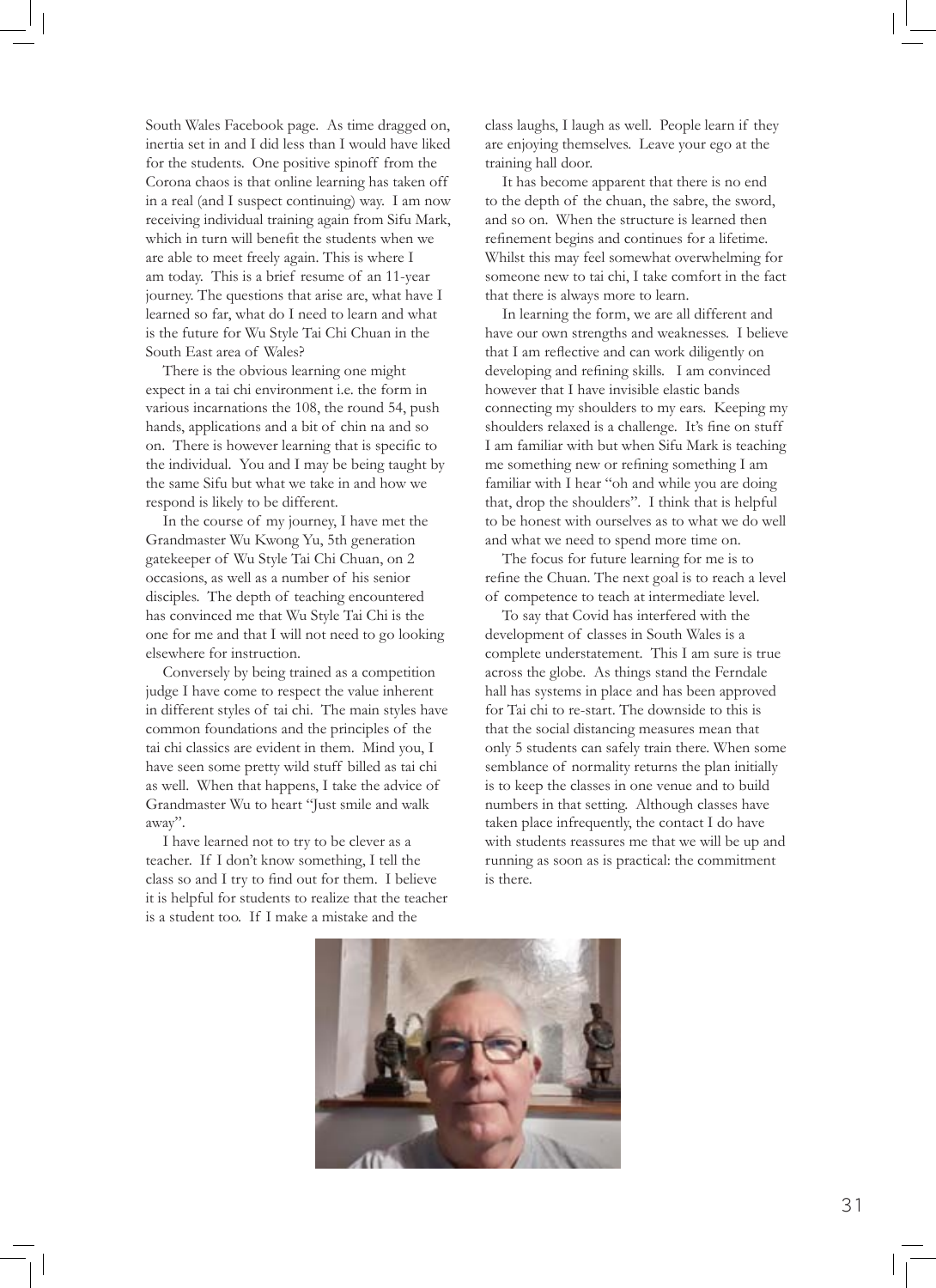South Wales Facebook page. As time dragged on, inertia set in and I did less than I would have liked for the students. One positive spinoff from the Corona chaos is that online learning has taken off in a real (and I suspect continuing) way. I am now receiving individual training again from Sifu Mark, which in turn will benefit the students when we are able to meet freely again. This is where I am today. This is a brief resume of an 11-year journey. The questions that arise are, what have I learned so far, what do I need to learn and what is the future for Wu Style Tai Chi Chuan in the South East area of Wales?

There is the obvious learning one might expect in a tai chi environment i.e. the form in various incarnations the 108, the round 54, push hands, applications and a bit of chin na and so on. There is however learning that is specific to the individual. You and I may be being taught by the same Sifu but what we take in and how we respond is likely to be different.

In the course of my journey, I have met the Grandmaster Wu Kwong Yu, 5th generation gatekeeper of Wu Style Tai Chi Chuan, on 2 occasions, as well as a number of his senior disciples. The depth of teaching encountered has convinced me that Wu Style Tai Chi is the one for me and that I will not need to go looking elsewhere for instruction.

Conversely by being trained as a competition judge I have come to respect the value inherent in different styles of tai chi. The main styles have common foundations and the principles of the tai chi classics are evident in them. Mind you, I have seen some pretty wild stuff billed as tai chi as well. When that happens, I take the advice of Grandmaster Wu to heart "Just smile and walk away".

I have learned not to try to be clever as a teacher. If I don't know something, I tell the class so and I try to find out for them. I believe it is helpful for students to realize that the teacher is a student too. If I make a mistake and the class laughs, I laugh as well. People learn if they are enjoying themselves. Leave your ego at the training hall door.

It has become apparent that there is no end to the depth of the chuan, the sabre, the sword, and so on. When the structure is learned then refinement begins and continues for a lifetime. Whilst this may feel somewhat overwhelming for someone new to tai chi, I take comfort in the fact that there is always more to learn.

In learning the form, we are all different and have our own strengths and weaknesses. I believe that I am reflective and can work diligently on developing and refining skills. I am convinced however that I have invisible elastic bands connecting my shoulders to my ears. Keeping my shoulders relaxed is a challenge. It's fine on stuff I am familiar with but when Sifu Mark is teaching me something new or refining something I am familiar with I hear "oh and while you are doing that, drop the shoulders". I think that is helpful to be honest with ourselves as to what we do well and what we need to spend more time on.

The focus for future learning for me is to refine the Chuan. The next goal is to reach a level of competence to teach at intermediate level.

To say that Covid has interfered with the development of classes in South Wales is a complete understatement. This I am sure is true across the globe. As things stand the Ferndale hall has systems in place and has been approved for Tai chi to re-start. The downside to this is that the social distancing measures mean that only 5 students can safely train there. When some semblance of normality returns the plan initially is to keep the classes in one venue and to build numbers in that setting. Although classes have taken place infrequently, the contact I do have with students reassures me that we will be up and running as soon as is practical: the commitment is there.